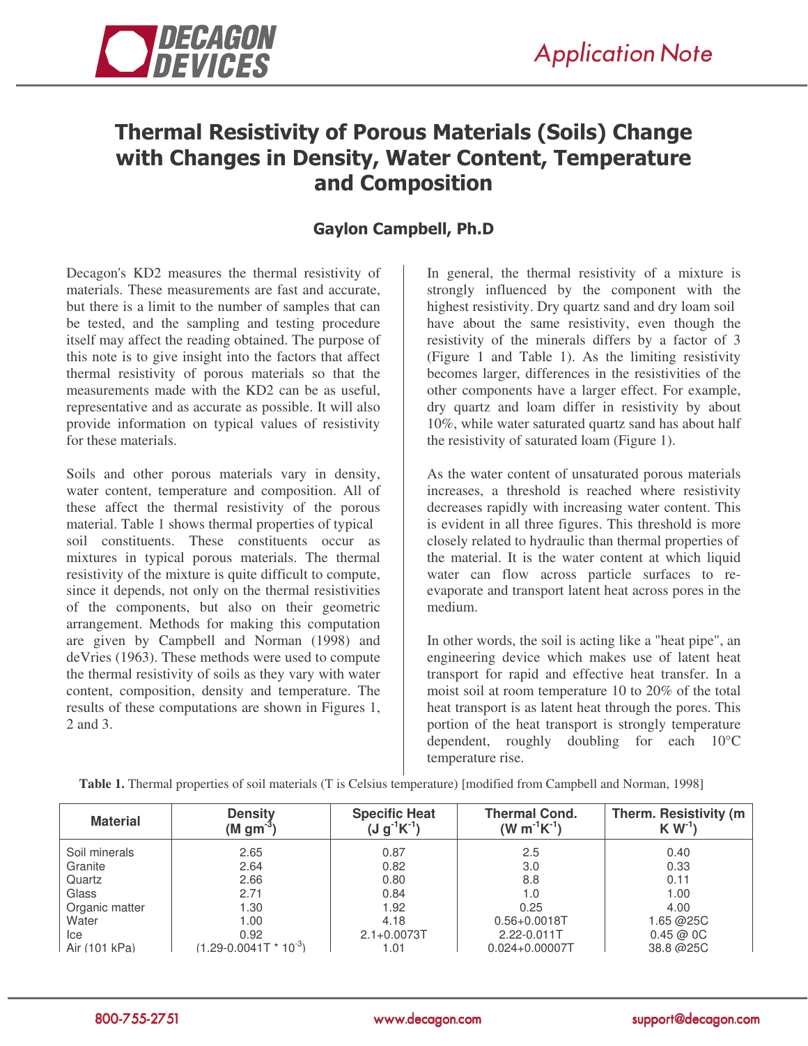# Thermal Resistivity of Porous Materials (Soils) Change with Changes in Density, Water Content, Temperature and Composition

**Gaylon Campbell, Ph.D**

Decagon's KD2 measures the thermal resistivity of materials. These measurements are fast and accurate, but there is a limit to the number of samples that can be tested, and the sampling and testing procedure itself may affect the reading obtained. The purpose of this note is to give insight into the factors that affect thermal resistivity of porous materials so that the measurements made with the KD2 can be as useful, representative and as accurate as possible. It will also provide information on typical values of resistivity for these materials.

Soils and other porous materials vary in density, water content, temperature and composition. All of these affect the thermal resistivity of the porous material. Table 1 shows thermal properties of typical soil constituents. These constituents occur as mixtures in typical porous materials. The thermal resistivity of the mixture is quite difficult to compute, since it depends, not only on the thermal resistivities of the components, but also on their geometric arrangement. Methods for making this computation are given by Campbell and Norman (1998) and deVries (1963). These methods were used to compute the thermal resistivity of soils as they vary with water content, composition, density and temperature. The results of these computations are shown in Figures 1, 2 and 3.

In general, the thermal resistivity of a mixture is strongly influenced by the component with the highest resistivity. Dry quartz sand and dry loam soil have about the same resistivity, even though the resistivity of the minerals differs by a factor of 3 (Figure 1 and Table 1). As the limiting resistivity becomes larger, differences in the resistivities of the other components have a larger effect. For example, dry quartz and loam differ in resistivity by about 10%, while water saturated quartz sand has about half the resistivity of saturated loam (Figure 1).

As the water content of unsaturated porous materials increases, a threshold is reached where resistivity decreases rapidly with increasing water content. This is evident in all three figures. This threshold is more closely related to hydraulic than thermal properties of the material. It is the water content at which liquid water can flow across particle surfaces to re-evaporate and transport latent heat across pores in the medium.

In other words, the soil is acting like a "heat pipe", an engineering device which makes use of latent heat transport for rapid and effective heat transfer. In a moist soil at room temperature 10 to 20% of the total heat transport is as latent heat through the pores. This portion of the heat transport is strongly temperature dependent, roughly doubling for each 10°C temperature rise.

**Table 1.** Thermal properties of soil materials (T is Celsius temperature) [modified from Campbell and Norman, 1998]

| Material | Density (M $gm^{-3}$) | Specific Heat (J $g^{-1}K^{-1}$) | Thermal Cond. (W $m^{-1}K^{-1}$) | Therm. Resistivity (m K $W^{-1}$) |
|---|---|---|---|---|
| Soil minerals | 2.65 | 0.87 | 2.5 | 0.40 |
| Granite | 2.64 | 0.82 | 3.0 | 0.33 |
| Quartz | 2.66 | 0.80 | 8.8 | 0.11 |
| Glass | 2.71 | 0.84 | 1.0 | 1.00 |
| Organic matter | 1.30 | 1.92 | 0.25 | 4.00 |
| Water | 1.00 | 4.18 | 0.56+0.0018T | 1.65 @25C |
| Ice | 0.92 | 2.1+0.0073T | 2.22-0.011T | 0.45 @ 0C |
| Air (101 kPa) | (1.29-0.0041T * $10^{-3}$) | 1.01 | 0.024+0.00007T | 38.8 @25C |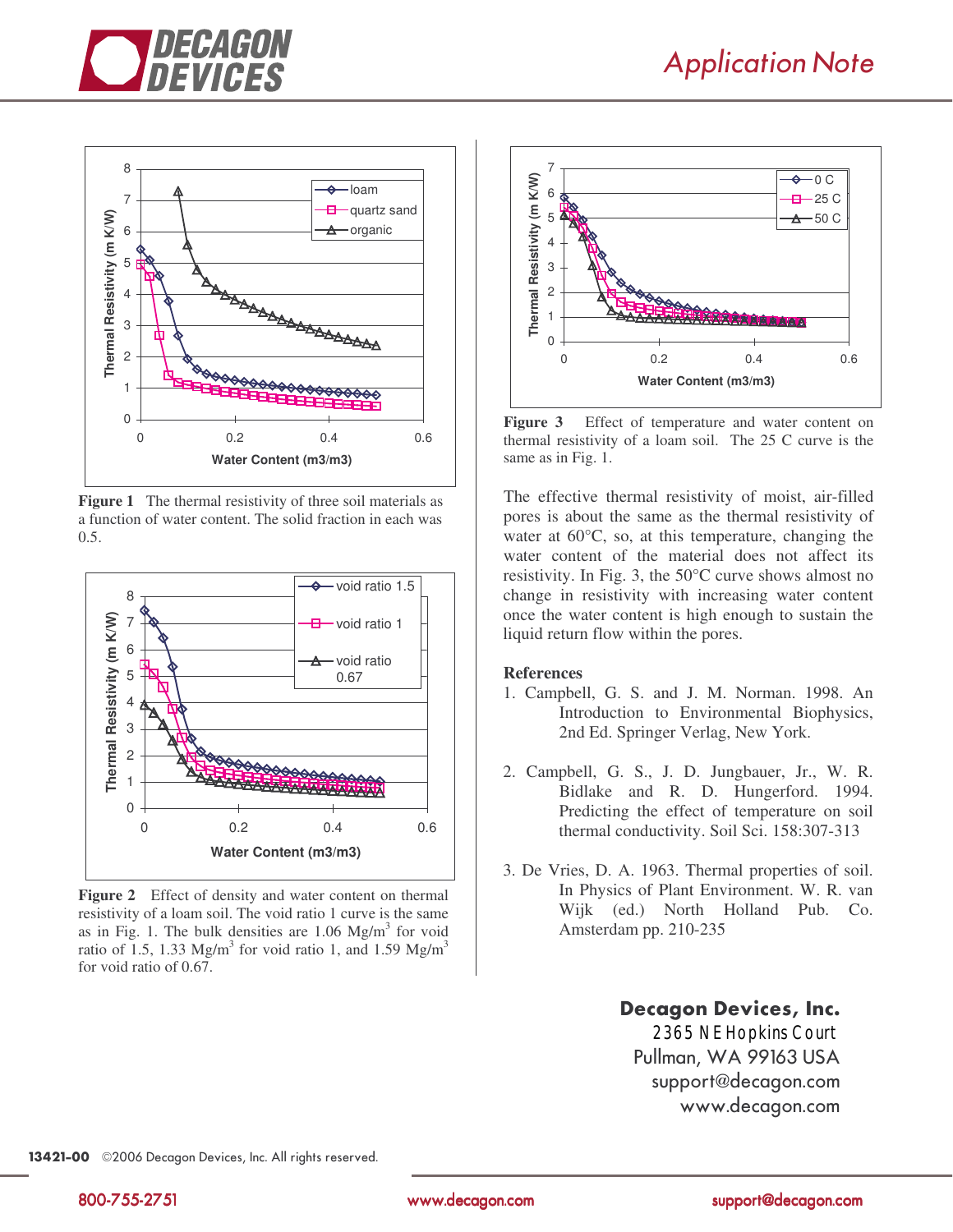8
7
6
5
4
3
2
1
0
0
0.2
0.4
0.6
Thermal Resistivity (m K/W)
Water Content (m3/m3)
loam
quartz sand
organic

**Figure 1** The thermal resistivity of three soil materials as a function of water content. The solid fraction in each was 0.5.

8
7
6
5
4
3
2
1
0
0
0.2
0.4
0.6
Thermal Resistivity (m K/W)
Water Content (m3/m3)
void ratio 1.5
void ratio 1
void ratio 0.67

**Figure 2** Effect of density and water content on thermal resistivity of a loam soil. The void ratio 1 curve is the same as in Fig. 1. The bulk densities are 1.06 $Mg/m^3$ for void ratio of 1.5, 1.33 $Mg/m^3$ for void ratio 1, and 1.59 $Mg/m^3$ for void ratio of 0.67.

7
6
5
4
3
2
1
0
0
0.2
0.4
0.6
Thermal Resistivity (m K/W)
Water Content (m3/m3)
0 C
25 C
50 C

**Figure 3** Effect of temperature and water content on thermal resistivity of a loam soil. The 25 C curve is the same as in Fig. 1.

The effective thermal resistivity of moist, air-filled pores is about the same as the thermal resistivity of water at 60°C, so, at this temperature, changing the water content of the material does not affect its resistivity. In Fig. 3, the 50°C curve shows almost no change in resistivity with increasing water content once the water content is high enough to sustain the liquid return flow within the pores.

## References

1. Campbell, G. S. and J. M. Norman. 1998. An Introduction to Environmental Biophysics, 2nd Ed. Springer Verlag, New York.

2. Campbell, G. S., J. D. Jungbauer, Jr., W. R. Bidlake and R. D. Hungerford. 1994. Predicting the effect of temperature on soil thermal conductivity. Soil Sci. 158:307-313

3. De Vries, D. A. 1963. Thermal properties of soil. In Physics of Plant Environment. W. R. van Wijk (ed.) North Holland Pub. Co. Amsterdam pp. 210-235

**Decagon Devices, Inc.**
2365 NE Hopkins Court
Pullman, WA 99163 USA
support@decagon.com
www.decagon.com

13421-00 ©2006 Decagon Devices, Inc. All rights reserved.